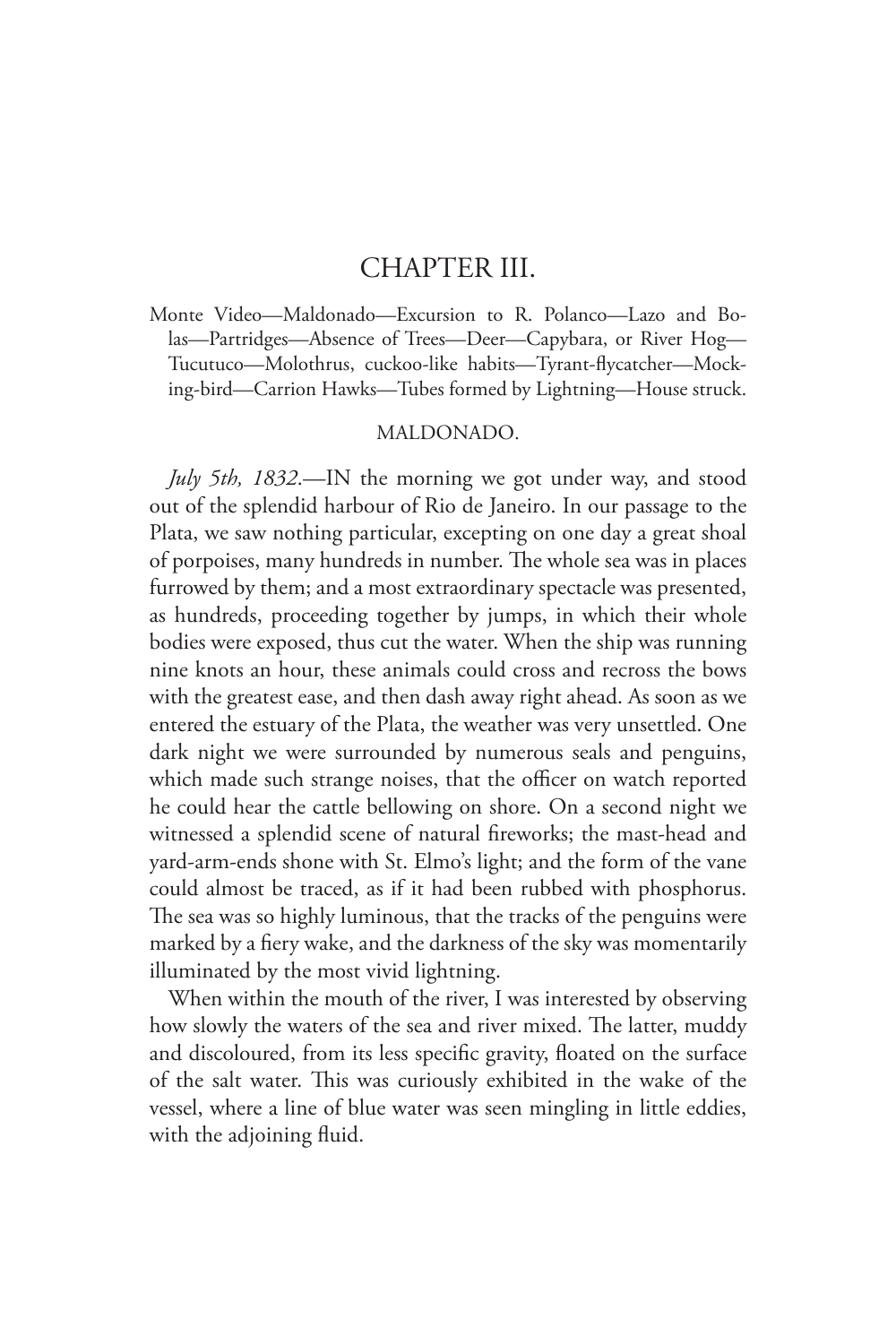# CHAPTER III.

Monte Video—Maldonado—Excursion to R. Polanco—Lazo and Bolas—Partridges—Absence of Trees—Deer—Capybara, or River Hog—Tucutuco—Molothrus, cuckoo-like habits—Tyrant-flycatcher—Mocking-bird—Carrion Hawks—Tubes formed by Lightning—House struck.

## MALDONADO.

*July 5th, 1832.*—IN the morning we got under way, and stood out of the splendid harbour of Rio de Janeiro. In our passage to the Plata, we saw nothing particular, excepting on one day a great shoal of porpoises, many hundreds in number. The whole sea was in places furrowed by them; and a most extraordinary spectacle was presented, as hundreds, proceeding together by jumps, in which their whole bodies were exposed, thus cut the water. When the ship was running nine knots an hour, these animals could cross and recross the bows with the greatest ease, and then dash away right ahead. As soon as we entered the estuary of the Plata, the weather was very unsettled. One dark night we were surrounded by numerous seals and penguins, which made such strange noises, that the officer on watch reported he could hear the cattle bellowing on shore. On a second night we witnessed a splendid scene of natural fireworks; the mast-head and yard-arm-ends shone with St. Elmo's light; and the form of the vane could almost be traced, as if it had been rubbed with phosphorus. The sea was so highly luminous, that the tracks of the penguins were marked by a fiery wake, and the darkness of the sky was momentarily illuminated by the most vivid lightning.

When within the mouth of the river, I was interested by observing how slowly the waters of the sea and river mixed. The latter, muddy and discoloured, from its less specific gravity, floated on the surface of the salt water. This was curiously exhibited in the wake of the vessel, where a line of blue water was seen mingling in little eddies, with the adjoining fluid.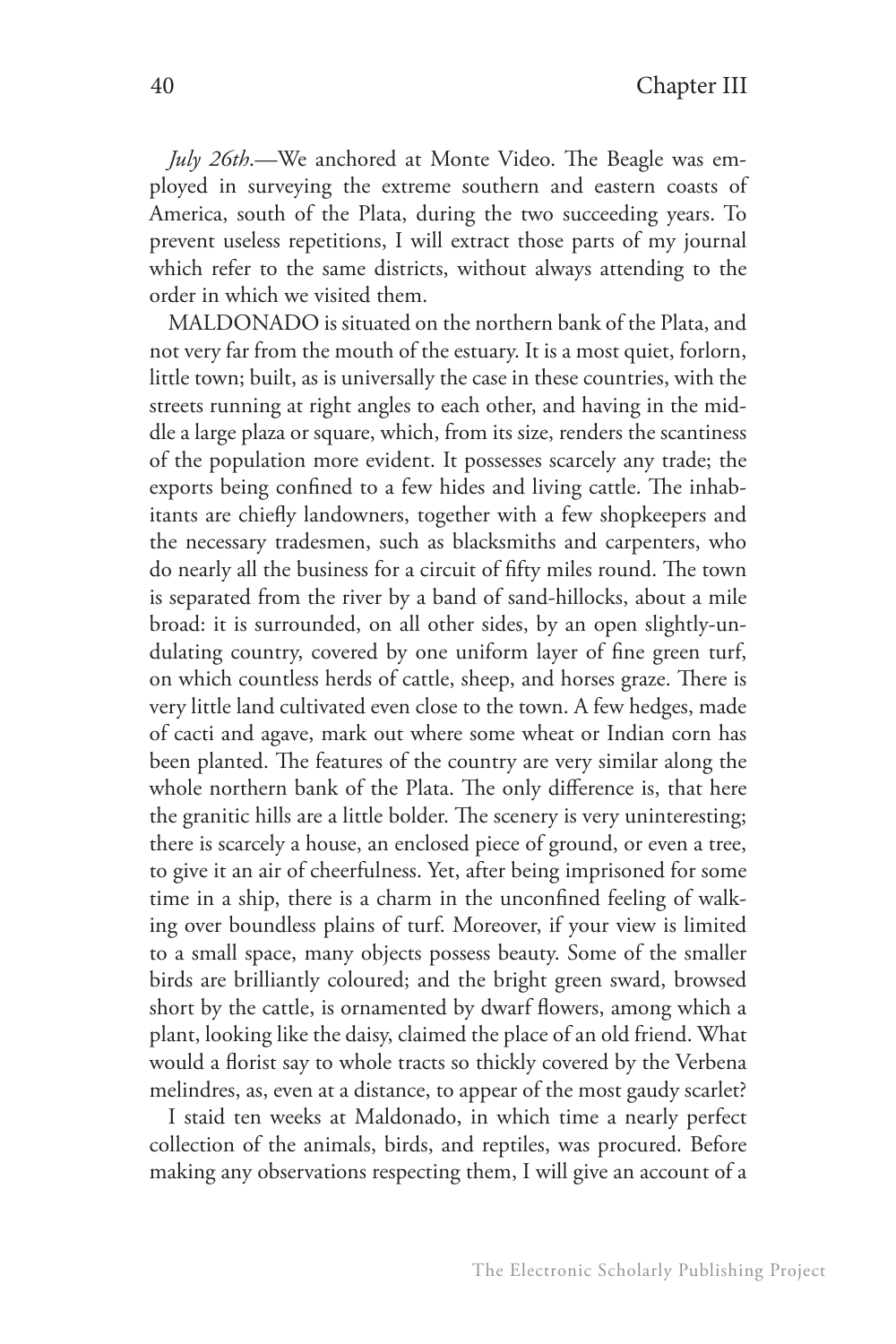*July 26th*.—We anchored at Monte Video. The Beagle was employed in surveying the extreme southern and eastern coasts of America, south of the Plata, during the two succeeding years. To prevent useless repetitions, I will extract those parts of my journal which refer to the same districts, without always attending to the order in which we visited them.

MALDONADO is situated on the northern bank of the Plata, and not very far from the mouth of the estuary. It is a most quiet, forlorn, little town; built, as is universally the case in these countries, with the streets running at right angles to each other, and having in the middle a large plaza or square, which, from its size, renders the scantiness of the population more evident. It possesses scarcely any trade; the exports being confined to a few hides and living cattle. The inhabitants are chiefly landowners, together with a few shopkeepers and the necessary tradesmen, such as blacksmiths and carpenters, who do nearly all the business for a circuit of fifty miles round. The town is separated from the river by a band of sand-hillocks, about a mile broad: it is surrounded, on all other sides, by an open slightly-undulating country, covered by one uniform layer of fine green turf, on which countless herds of cattle, sheep, and horses graze. There is very little land cultivated even close to the town. A few hedges, made of cacti and agave, mark out where some wheat or Indian corn has been planted. The features of the country are very similar along the whole northern bank of the Plata. The only difference is, that here the granitic hills are a little bolder. The scenery is very uninteresting; there is scarcely a house, an enclosed piece of ground, or even a tree, to give it an air of cheerfulness. Yet, after being imprisoned for some time in a ship, there is a charm in the unconfined feeling of walking over boundless plains of turf. Moreover, if your view is limited to a small space, many objects possess beauty. Some of the smaller birds are brilliantly coloured; and the bright green sward, browsed short by the cattle, is ornamented by dwarf flowers, among which a plant, looking like the daisy, claimed the place of an old friend. What would a florist say to whole tracts so thickly covered by the Verbena melindres, as, even at a distance, to appear of the most gaudy scarlet?

I staid ten weeks at Maldonado, in which time a nearly perfect collection of the animals, birds, and reptiles, was procured. Before making any observations respecting them, I will give an account of a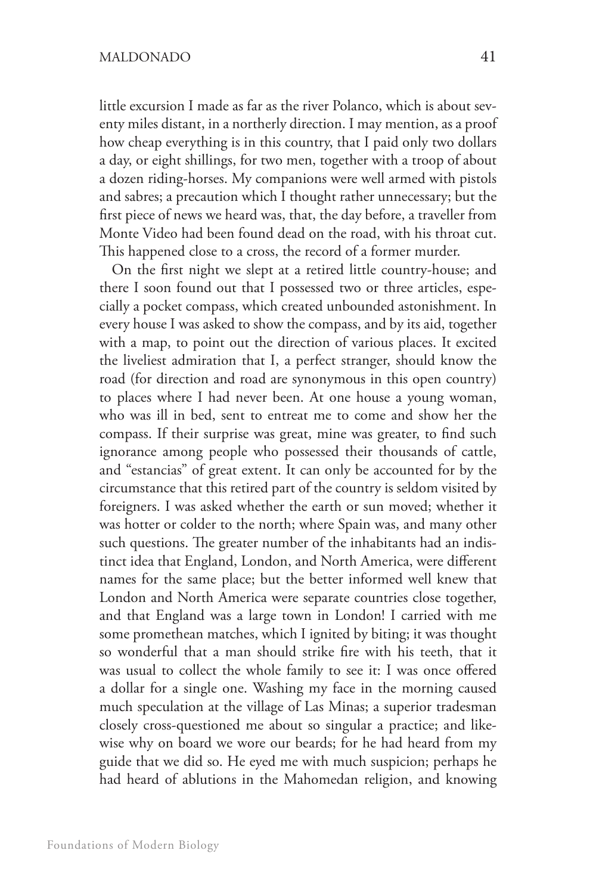little excursion I made as far as the river Polanco, which is about seventy miles distant, in a northerly direction. I may mention, as a proof how cheap everything is in this country, that I paid only two dollars a day, or eight shillings, for two men, together with a troop of about a dozen riding-horses. My companions were well armed with pistols and sabres; a precaution which I thought rather unnecessary; but the first piece of news we heard was, that, the day before, a traveller from Monte Video had been found dead on the road, with his throat cut. This happened close to a cross, the record of a former murder.

On the first night we slept at a retired little country-house; and there I soon found out that I possessed two or three articles, especially a pocket compass, which created unbounded astonishment. In every house I was asked to show the compass, and by its aid, together with a map, to point out the direction of various places. It excited the liveliest admiration that I, a perfect stranger, should know the road (for direction and road are synonymous in this open country) to places where I had never been. At one house a young woman, who was ill in bed, sent to entreat me to come and show her the compass. If their surprise was great, mine was greater, to find such ignorance among people who possessed their thousands of cattle, and "estancias" of great extent. It can only be accounted for by the circumstance that this retired part of the country is seldom visited by foreigners. I was asked whether the earth or sun moved; whether it was hotter or colder to the north; where Spain was, and many other such questions. The greater number of the inhabitants had an indistinct idea that England, London, and North America, were different names for the same place; but the better informed well knew that London and North America were separate countries close together, and that England was a large town in London! I carried with me some promethean matches, which I ignited by biting; it was thought so wonderful that a man should strike fire with his teeth, that it was usual to collect the whole family to see it: I was once offered a dollar for a single one. Washing my face in the morning caused much speculation at the village of Las Minas; a superior tradesman closely cross-questioned me about so singular a practice; and likewise why on board we wore our beards; for he had heard from my guide that we did so. He eyed me with much suspicion; perhaps he had heard of ablutions in the Mahomedan religion, and knowing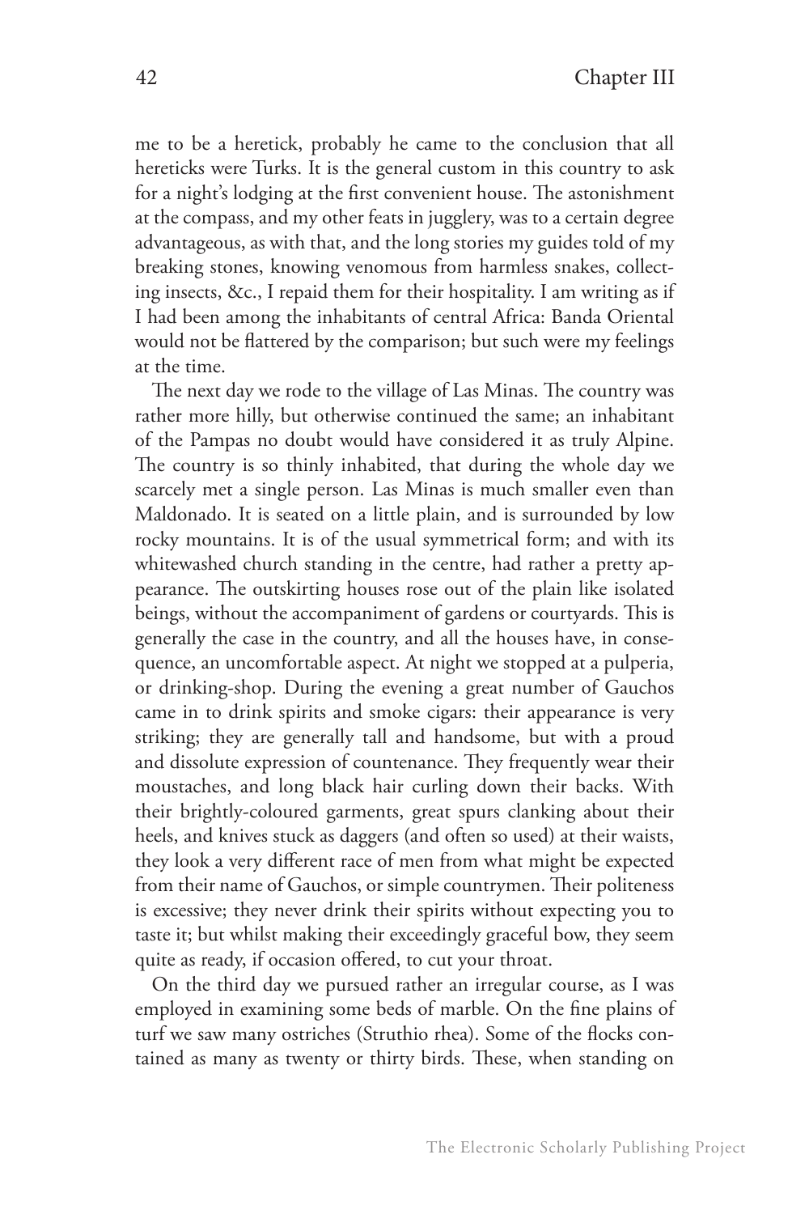me to be a heretick, probably he came to the conclusion that all hereticks were Turks. It is the general custom in this country to ask for a night's lodging at the first convenient house. The astonishment at the compass, and my other feats in jugglery, was to a certain degree advantageous, as with that, and the long stories my guides told of my breaking stones, knowing venomous from harmless snakes, collecting insects, &c., I repaid them for their hospitality. I am writing as if I had been among the inhabitants of central Africa: Banda Oriental would not be flattered by the comparison; but such were my feelings at the time.

The next day we rode to the village of Las Minas. The country was rather more hilly, but otherwise continued the same; an inhabitant of the Pampas no doubt would have considered it as truly Alpine. The country is so thinly inhabited, that during the whole day we scarcely met a single person. Las Minas is much smaller even than Maldonado. It is seated on a little plain, and is surrounded by low rocky mountains. It is of the usual symmetrical form; and with its whitewashed church standing in the centre, had rather a pretty appearance. The outskirting houses rose out of the plain like isolated beings, without the accompaniment of gardens or courtyards. This is generally the case in the country, and all the houses have, in consequence, an uncomfortable aspect. At night we stopped at a pulperia, or drinking-shop. During the evening a great number of Gauchos came in to drink spirits and smoke cigars: their appearance is very striking; they are generally tall and handsome, but with a proud and dissolute expression of countenance. They frequently wear their moustaches, and long black hair curling down their backs. With their brightly-coloured garments, great spurs clanking about their heels, and knives stuck as daggers (and often so used) at their waists, they look a very different race of men from what might be expected from their name of Gauchos, or simple countrymen. Their politeness is excessive; they never drink their spirits without expecting you to taste it; but whilst making their exceedingly graceful bow, they seem quite as ready, if occasion offered, to cut your throat.

On the third day we pursued rather an irregular course, as I was employed in examining some beds of marble. On the fine plains of turf we saw many ostriches (Struthio rhea). Some of the flocks contained as many as twenty or thirty birds. These, when standing on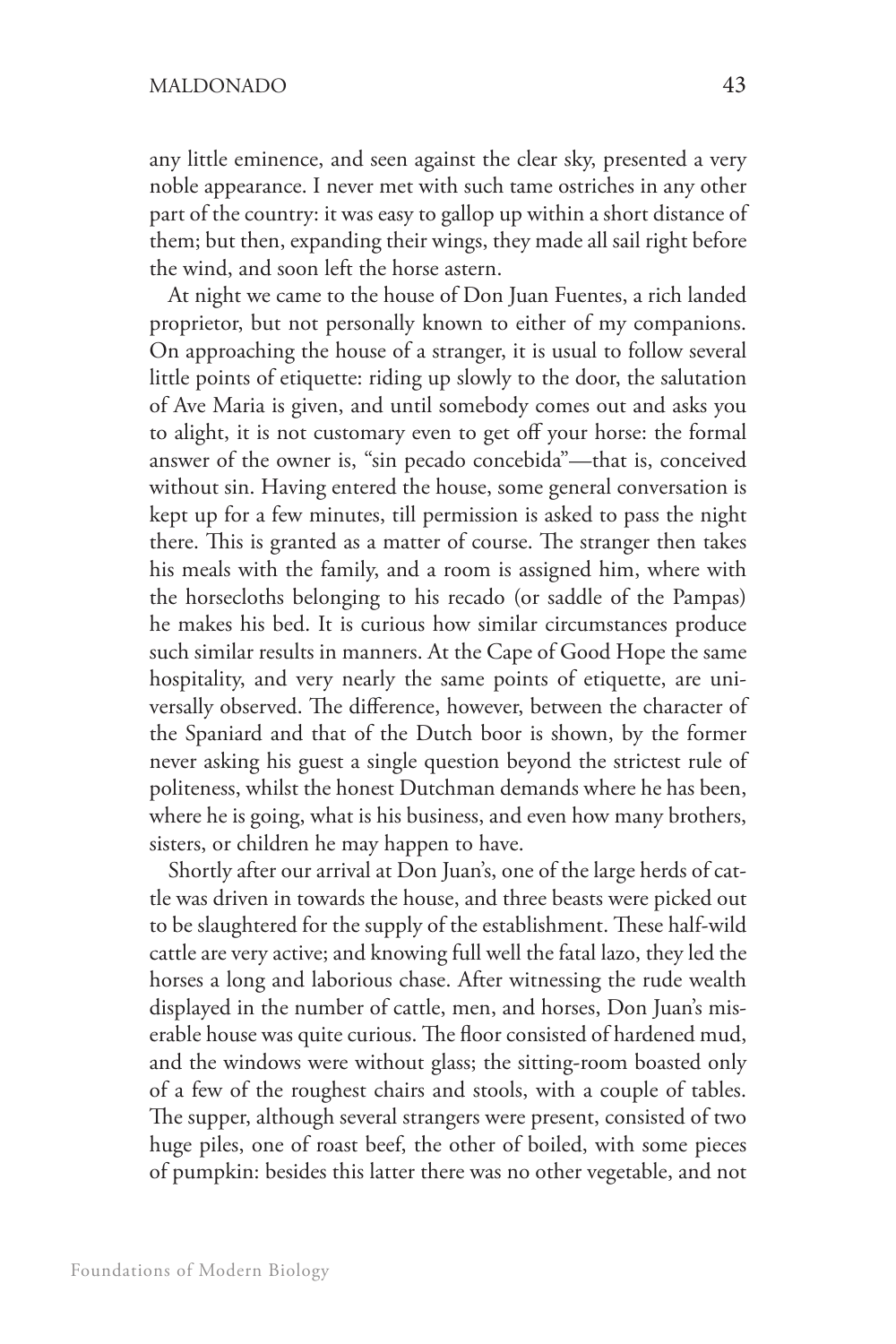any little eminence, and seen against the clear sky, presented a very noble appearance. I never met with such tame ostriches in any other part of the country: it was easy to gallop up within a short distance of them; but then, expanding their wings, they made all sail right before the wind, and soon left the horse astern.

At night we came to the house of Don Juan Fuentes, a rich landed proprietor, but not personally known to either of my companions. On approaching the house of a stranger, it is usual to follow several little points of etiquette: riding up slowly to the door, the salutation of Ave Maria is given, and until somebody comes out and asks you to alight, it is not customary even to get off your horse: the formal answer of the owner is, "sin pecado concebida"—that is, conceived without sin. Having entered the house, some general conversation is kept up for a few minutes, till permission is asked to pass the night there. This is granted as a matter of course. The stranger then takes his meals with the family, and a room is assigned him, where with the horsecloths belonging to his recado (or saddle of the Pampas) he makes his bed. It is curious how similar circumstances produce such similar results in manners. At the Cape of Good Hope the same hospitality, and very nearly the same points of etiquette, are universally observed. The difference, however, between the character of the Spaniard and that of the Dutch boor is shown, by the former never asking his guest a single question beyond the strictest rule of politeness, whilst the honest Dutchman demands where he has been, where he is going, what is his business, and even how many brothers, sisters, or children he may happen to have.

Shortly after our arrival at Don Juan's, one of the large herds of cattle was driven in towards the house, and three beasts were picked out to be slaughtered for the supply of the establishment. These half-wild cattle are very active; and knowing full well the fatal lazo, they led the horses a long and laborious chase. After witnessing the rude wealth displayed in the number of cattle, men, and horses, Don Juan's miserable house was quite curious. The floor consisted of hardened mud, and the windows were without glass; the sitting-room boasted only of a few of the roughest chairs and stools, with a couple of tables. The supper, although several strangers were present, consisted of two huge piles, one of roast beef, the other of boiled, with some pieces of pumpkin: besides this latter there was no other vegetable, and not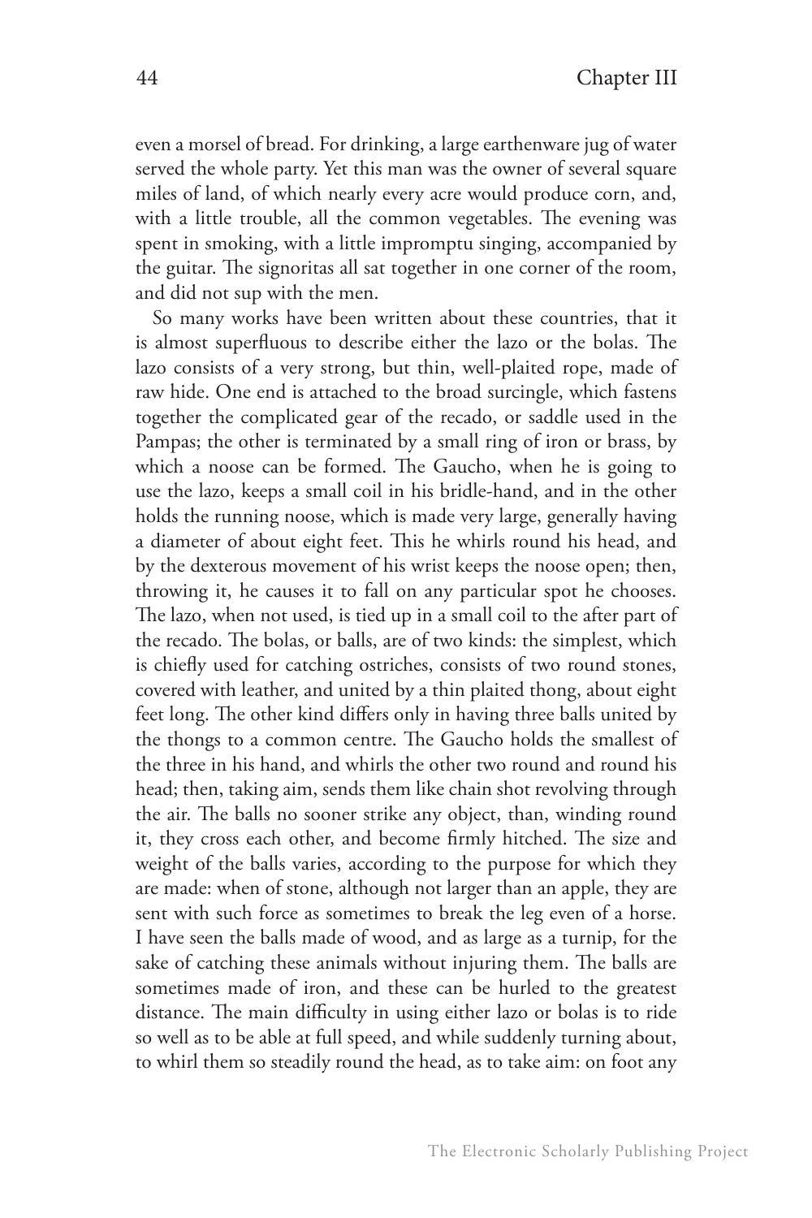even a morsel of bread. For drinking, a large earthenware jug of water served the whole party. Yet this man was the owner of several square miles of land, of which nearly every acre would produce corn, and, with a little trouble, all the common vegetables. The evening was spent in smoking, with a little impromptu singing, accompanied by the guitar. The signoritas all sat together in one corner of the room, and did not sup with the men.

So many works have been written about these countries, that it is almost superfluous to describe either the lazo or the bolas. The lazo consists of a very strong, but thin, well-plaited rope, made of raw hide. One end is attached to the broad surcingle, which fastens together the complicated gear of the recado, or saddle used in the Pampas; the other is terminated by a small ring of iron or brass, by which a noose can be formed. The Gaucho, when he is going to use the lazo, keeps a small coil in his bridle-hand, and in the other holds the running noose, which is made very large, generally having a diameter of about eight feet. This he whirls round his head, and by the dexterous movement of his wrist keeps the noose open; then, throwing it, he causes it to fall on any particular spot he chooses. The lazo, when not used, is tied up in a small coil to the after part of the recado. The bolas, or balls, are of two kinds: the simplest, which is chiefly used for catching ostriches, consists of two round stones, covered with leather, and united by a thin plaited thong, about eight feet long. The other kind differs only in having three balls united by the thongs to a common centre. The Gaucho holds the smallest of the three in his hand, and whirls the other two round and round his head; then, taking aim, sends them like chain shot revolving through the air. The balls no sooner strike any object, than, winding round it, they cross each other, and become firmly hitched. The size and weight of the balls varies, according to the purpose for which they are made: when of stone, although not larger than an apple, they are sent with such force as sometimes to break the leg even of a horse. I have seen the balls made of wood, and as large as a turnip, for the sake of catching these animals without injuring them. The balls are sometimes made of iron, and these can be hurled to the greatest distance. The main difficulty in using either lazo or bolas is to ride so well as to be able at full speed, and while suddenly turning about, to whirl them so steadily round the head, as to take aim: on foot any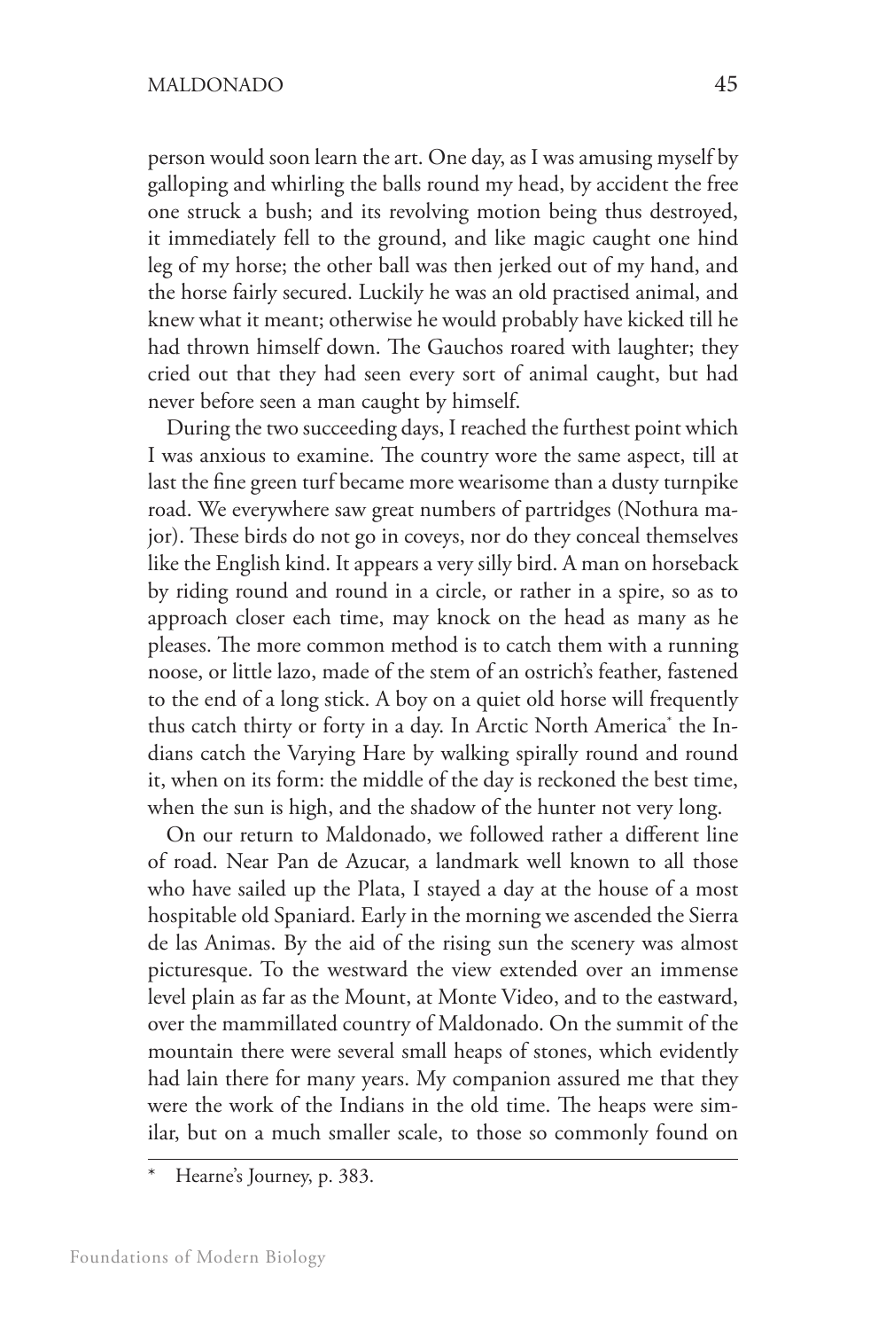person would soon learn the art. One day, as I was amusing myself by galloping and whirling the balls round my head, by accident the free one struck a bush; and its revolving motion being thus destroyed, it immediately fell to the ground, and like magic caught one hind leg of my horse; the other ball was then jerked out of my hand, and the horse fairly secured. Luckily he was an old practised animal, and knew what it meant; otherwise he would probably have kicked till he had thrown himself down. The Gauchos roared with laughter; they cried out that they had seen every sort of animal caught, but had never before seen a man caught by himself.

During the two succeeding days, I reached the furthest point which I was anxious to examine. The country wore the same aspect, till at last the fine green turf became more wearisome than a dusty turnpike road. We everywhere saw great numbers of partridges (Nothura major). These birds do not go in coveys, nor do they conceal themselves like the English kind. It appears a very silly bird. A man on horseback by riding round and round in a circle, or rather in a spire, so as to approach closer each time, may knock on the head as many as he pleases. The more common method is to catch them with a running noose, or little lazo, made of the stem of an ostrich's feather, fastened to the end of a long stick. A boy on a quiet old horse will frequently thus catch thirty or forty in a day. In Arctic North America* the Indians catch the Varying Hare by walking spirally round and round it, when on its form: the middle of the day is reckoned the best time, when the sun is high, and the shadow of the hunter not very long.

On our return to Maldonado, we followed rather a different line of road. Near Pan de Azucar, a landmark well known to all those who have sailed up the Plata, I stayed a day at the house of a most hospitable old Spaniard. Early in the morning we ascended the Sierra de las Animas. By the aid of the rising sun the scenery was almost picturesque. To the westward the view extended over an immense level plain as far as the Mount, at Monte Video, and to the eastward, over the mammillated country of Maldonado. On the summit of the mountain there were several small heaps of stones, which evidently had lain there for many years. My companion assured me that they were the work of the Indians in the old time. The heaps were similar, but on a much smaller scale, to those so commonly found on

---

\* Hearne's Journey, p. 383.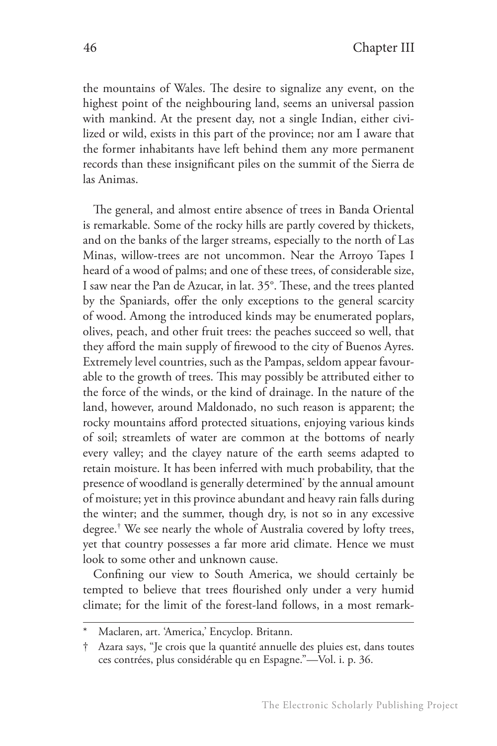the mountains of Wales. The desire to signalize any event, on the highest point of the neighbouring land, seems an universal passion with mankind. At the present day, not a single Indian, either civilized or wild, exists in this part of the province; nor am I aware that the former inhabitants have left behind them any more permanent records than these insignificant piles on the summit of the Sierra de las Animas.

The general, and almost entire absence of trees in Banda Oriental is remarkable. Some of the rocky hills are partly covered by thickets, and on the banks of the larger streams, especially to the north of Las Minas, willow-trees are not uncommon. Near the Arroyo Tapes I heard of a wood of palms; and one of these trees, of considerable size, I saw near the Pan de Azucar, in lat. 35°. These, and the trees planted by the Spaniards, offer the only exceptions to the general scarcity of wood. Among the introduced kinds may be enumerated poplars, olives, peach, and other fruit trees: the peaches succeed so well, that they afford the main supply of firewood to the city of Buenos Ayres. Extremely level countries, such as the Pampas, seldom appear favourable to the growth of trees. This may possibly be attributed either to the force of the winds, or the kind of drainage. In the nature of the land, however, around Maldonado, no such reason is apparent; the rocky mountains afford protected situations, enjoying various kinds of soil; streamlets of water are common at the bottoms of nearly every valley; and the clayey nature of the earth seems adapted to retain moisture. It has been inferred with much probability, that the presence of woodland is generally determined* by the annual amount of moisture; yet in this province abundant and heavy rain falls during the winter; and the summer, though dry, is not so in any excessive degree.† We see nearly the whole of Australia covered by lofty trees, yet that country possesses a far more arid climate. Hence we must look to some other and unknown cause.

Confining our view to South America, we should certainly be tempted to believe that trees flourished only under a very humid climate; for the limit of the forest-land follows, in a most remark-

---

\* Maclaren, art. 'America,' Encyclop. Britann.

† Azara says, "Je crois que la quantité annuelle des pluies est, dans toutes ces contrées, plus considérable qu en Espagne."—Vol. i. p. 36.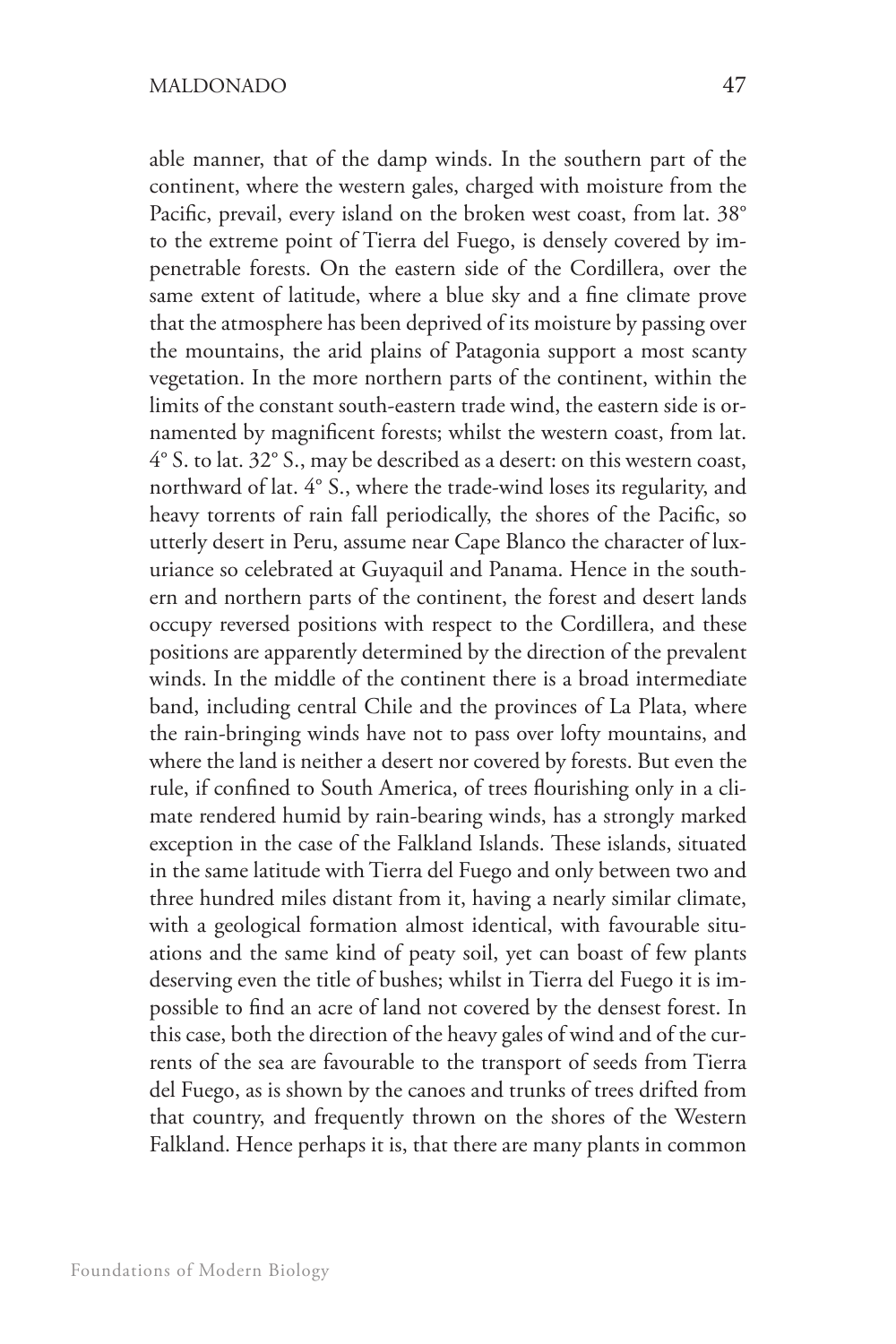able manner, that of the damp winds. In the southern part of the continent, where the western gales, charged with moisture from the Pacific, prevail, every island on the broken west coast, from lat. 38° to the extreme point of Tierra del Fuego, is densely covered by impenetrable forests. On the eastern side of the Cordillera, over the same extent of latitude, where a blue sky and a fine climate prove that the atmosphere has been deprived of its moisture by passing over the mountains, the arid plains of Patagonia support a most scanty vegetation. In the more northern parts of the continent, within the limits of the constant south-eastern trade wind, the eastern side is ornamented by magnificent forests; whilst the western coast, from lat. 4° S. to lat. 32° S., may be described as a desert: on this western coast, northward of lat. 4° S., where the trade-wind loses its regularity, and heavy torrents of rain fall periodically, the shores of the Pacific, so utterly desert in Peru, assume near Cape Blanco the character of luxuriance so celebrated at Guyaquil and Panama. Hence in the southern and northern parts of the continent, the forest and desert lands occupy reversed positions with respect to the Cordillera, and these positions are apparently determined by the direction of the prevalent winds. In the middle of the continent there is a broad intermediate band, including central Chile and the provinces of La Plata, where the rain-bringing winds have not to pass over lofty mountains, and where the land is neither a desert nor covered by forests. But even the rule, if confined to South America, of trees flourishing only in a climate rendered humid by rain-bearing winds, has a strongly marked exception in the case of the Falkland Islands. These islands, situated in the same latitude with Tierra del Fuego and only between two and three hundred miles distant from it, having a nearly similar climate, with a geological formation almost identical, with favourable situations and the same kind of peaty soil, yet can boast of few plants deserving even the title of bushes; whilst in Tierra del Fuego it is impossible to find an acre of land not covered by the densest forest. In this case, both the direction of the heavy gales of wind and of the currents of the sea are favourable to the transport of seeds from Tierra del Fuego, as is shown by the canoes and trunks of trees drifted from that country, and frequently thrown on the shores of the Western Falkland. Hence perhaps it is, that there are many plants in common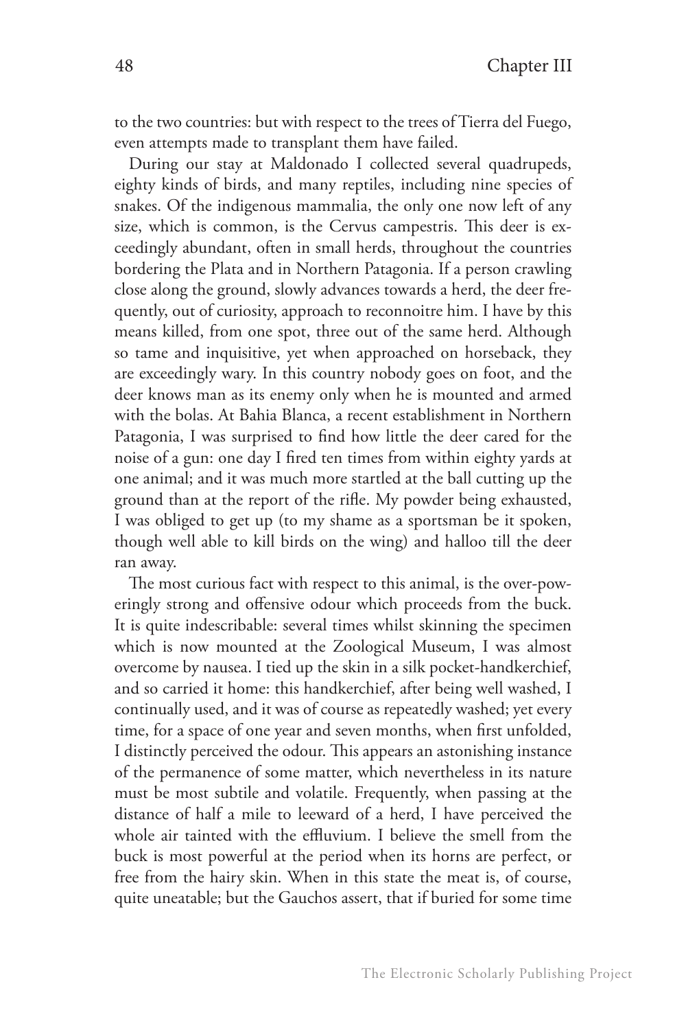to the two countries: but with respect to the trees of Tierra del Fuego, even attempts made to transplant them have failed.

During our stay at Maldonado I collected several quadrupeds, eighty kinds of birds, and many reptiles, including nine species of snakes. Of the indigenous mammalia, the only one now left of any size, which is common, is the Cervus campestris. This deer is exceedingly abundant, often in small herds, throughout the countries bordering the Plata and in Northern Patagonia. If a person crawling close along the ground, slowly advances towards a herd, the deer frequently, out of curiosity, approach to reconnoitre him. I have by this means killed, from one spot, three out of the same herd. Although so tame and inquisitive, yet when approached on horseback, they are exceedingly wary. In this country nobody goes on foot, and the deer knows man as its enemy only when he is mounted and armed with the bolas. At Bahia Blanca, a recent establishment in Northern Patagonia, I was surprised to find how little the deer cared for the noise of a gun: one day I fired ten times from within eighty yards at one animal; and it was much more startled at the ball cutting up the ground than at the report of the rifle. My powder being exhausted, I was obliged to get up (to my shame as a sportsman be it spoken, though well able to kill birds on the wing) and halloo till the deer ran away.

The most curious fact with respect to this animal, is the over-poweringly strong and offensive odour which proceeds from the buck. It is quite indescribable: several times whilst skinning the specimen which is now mounted at the Zoological Museum, I was almost overcome by nausea. I tied up the skin in a silk pocket-handkerchief, and so carried it home: this handkerchief, after being well washed, I continually used, and it was of course as repeatedly washed; yet every time, for a space of one year and seven months, when first unfolded, I distinctly perceived the odour. This appears an astonishing instance of the permanence of some matter, which nevertheless in its nature must be most subtile and volatile. Frequently, when passing at the distance of half a mile to leeward of a herd, I have perceived the whole air tainted with the effluvium. I believe the smell from the buck is most powerful at the period when its horns are perfect, or free from the hairy skin. When in this state the meat is, of course, quite uneatable; but the Gauchos assert, that if buried for some time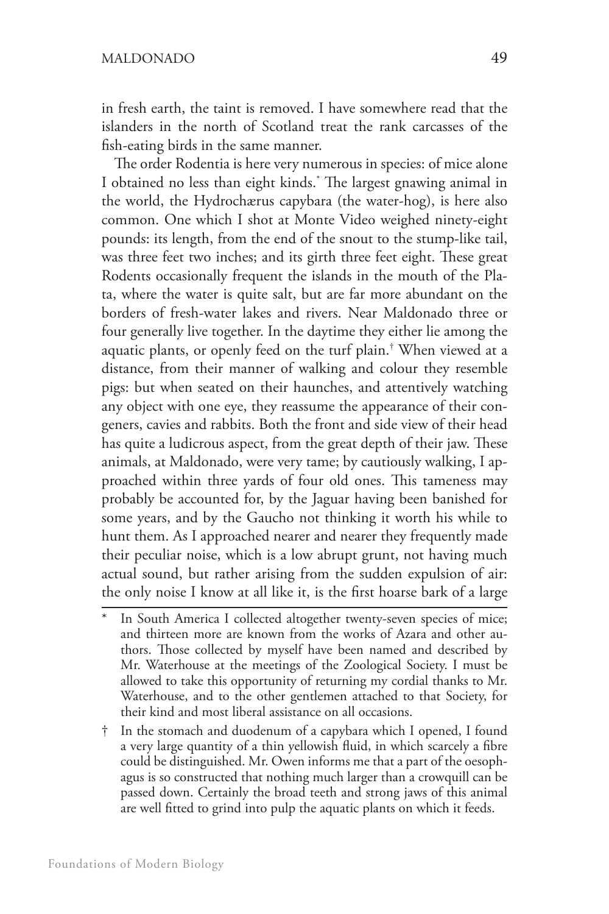in fresh earth, the taint is removed. I have somewhere read that the islanders in the north of Scotland treat the rank carcasses of the fish-eating birds in the same manner.

The order Rodentia is here very numerous in species: of mice alone I obtained no less than eight kinds.* The largest gnawing animal in the world, the Hydrochærus capybara (the water-hog), is here also common. One which I shot at Monte Video weighed ninety-eight pounds: its length, from the end of the snout to the stump-like tail, was three feet two inches; and its girth three feet eight. These great Rodents occasionally frequent the islands in the mouth of the Plata, where the water is quite salt, but are far more abundant on the borders of fresh-water lakes and rivers. Near Maldonado three or four generally live together. In the daytime they either lie among the aquatic plants, or openly feed on the turf plain.† When viewed at a distance, from their manner of walking and colour they resemble pigs: but when seated on their haunches, and attentively watching any object with one eye, they reassume the appearance of their congeners, cavies and rabbits. Both the front and side view of their head has quite a ludicrous aspect, from the great depth of their jaw. These animals, at Maldonado, were very tame; by cautiously walking, I approached within three yards of four old ones. This tameness may probably be accounted for, by the Jaguar having been banished for some years, and by the Gaucho not thinking it worth his while to hunt them. As I approached nearer and nearer they frequently made their peculiar noise, which is a low abrupt grunt, not having much actual sound, but rather arising from the sudden expulsion of air: the only noise I know at all like it, is the first hoarse bark of a large

---

\* In South America I collected altogether twenty-seven species of mice; and thirteen more are known from the works of Azara and other authors. Those collected by myself have been named and described by Mr. Waterhouse at the meetings of the Zoological Society. I must be allowed to take this opportunity of returning my cordial thanks to Mr. Waterhouse, and to the other gentlemen attached to that Society, for their kind and most liberal assistance on all occasions.

† In the stomach and duodenum of a capybara which I opened, I found a very large quantity of a thin yellowish fluid, in which scarcely a fibre could be distinguished. Mr. Owen informs me that a part of the oesophagus is so constructed that nothing much larger than a crowquill can be passed down. Certainly the broad teeth and strong jaws of this animal are well fitted to grind into pulp the aquatic plants on which it feeds.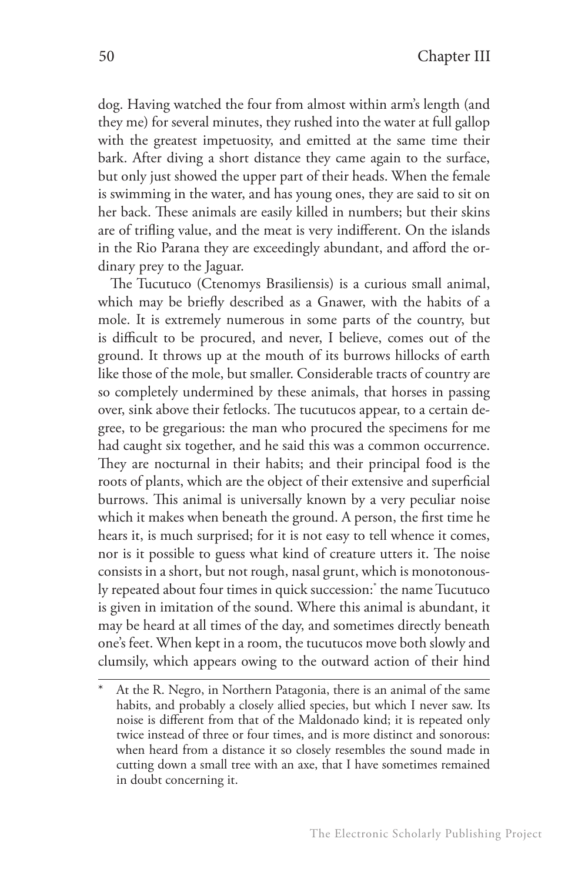dog. Having watched the four from almost within arm's length (and they me) for several minutes, they rushed into the water at full gallop with the greatest impetuosity, and emitted at the same time their bark. After diving a short distance they came again to the surface, but only just showed the upper part of their heads. When the female is swimming in the water, and has young ones, they are said to sit on her back. These animals are easily killed in numbers; but their skins are of trifling value, and the meat is very indifferent. On the islands in the Rio Parana they are exceedingly abundant, and afford the ordinary prey to the Jaguar.

The Tucutuco (Ctenomys Brasiliensis) is a curious small animal, which may be briefly described as a Gnawer, with the habits of a mole. It is extremely numerous in some parts of the country, but is difficult to be procured, and never, I believe, comes out of the ground. It throws up at the mouth of its burrows hillocks of earth like those of the mole, but smaller. Considerable tracts of country are so completely undermined by these animals, that horses in passing over, sink above their fetlocks. The tucutucos appear, to a certain degree, to be gregarious: the man who procured the specimens for me had caught six together, and he said this was a common occurrence. They are nocturnal in their habits; and their principal food is the roots of plants, which are the object of their extensive and superficial burrows. This animal is universally known by a very peculiar noise which it makes when beneath the ground. A person, the first time he hears it, is much surprised; for it is not easy to tell whence it comes, nor is it possible to guess what kind of creature utters it. The noise consists in a short, but not rough, nasal grunt, which is monotonously repeated about four times in quick succession:[*] the name Tucutuco is given in imitation of the sound. Where this animal is abundant, it may be heard at all times of the day, and sometimes directly beneath one's feet. When kept in a room, the tucutucos move both slowly and clumsily, which appears owing to the outward action of their hind

---

[*] At the R. Negro, in Northern Patagonia, there is an animal of the same habits, and probably a closely allied species, but which I never saw. Its noise is different from that of the Maldonado kind; it is repeated only twice instead of three or four times, and is more distinct and sonorous: when heard from a distance it so closely resembles the sound made in cutting down a small tree with an axe, that I have sometimes remained in doubt concerning it.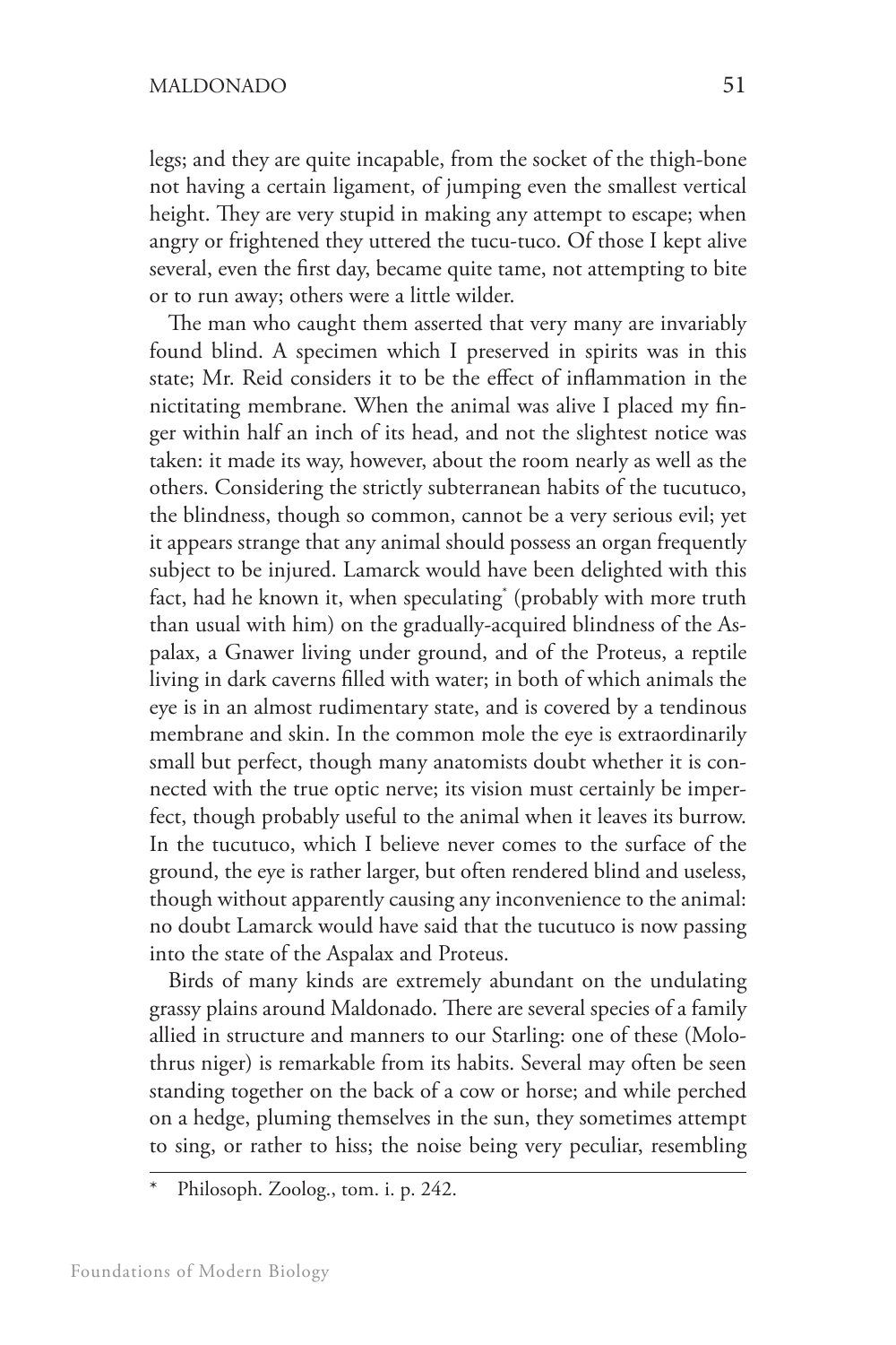legs; and they are quite incapable, from the socket of the thigh-bone not having a certain ligament, of jumping even the smallest vertical height. They are very stupid in making any attempt to escape; when angry or frightened they uttered the tucu-tuco. Of those I kept alive several, even the first day, became quite tame, not attempting to bite or to run away; others were a little wilder.

The man who caught them asserted that very many are invariably found blind. A specimen which I preserved in spirits was in this state; Mr. Reid considers it to be the effect of inflammation in the nictitating membrane. When the animal was alive I placed my finger within half an inch of its head, and not the slightest notice was taken: it made its way, however, about the room nearly as well as the others. Considering the strictly subterranean habits of the tucutuco, the blindness, though so common, cannot be a very serious evil; yet it appears strange that any animal should possess an organ frequently subject to be injured. Lamarck would have been delighted with this fact, had he known it, when speculating* (probably with more truth than usual with him) on the gradually-acquired blindness of the Aspalax, a Gnawer living under ground, and of the Proteus, a reptile living in dark caverns filled with water; in both of which animals the eye is in an almost rudimentary state, and is covered by a tendinous membrane and skin. In the common mole the eye is extraordinarily small but perfect, though many anatomists doubt whether it is connected with the true optic nerve; its vision must certainly be imperfect, though probably useful to the animal when it leaves its burrow. In the tucutuco, which I believe never comes to the surface of the ground, the eye is rather larger, but often rendered blind and useless, though without apparently causing any inconvenience to the animal: no doubt Lamarck would have said that the tucutuco is now passing into the state of the Aspalax and Proteus.

Birds of many kinds are extremely abundant on the undulating grassy plains around Maldonado. There are several species of a family allied in structure and manners to our Starling: one of these (Molothrus niger) is remarkable from its habits. Several may often be seen standing together on the back of a cow or horse; and while perched on a hedge, pluming themselves in the sun, they sometimes attempt to sing, or rather to hiss; the noise being very peculiar, resembling

---

* Philosoph. Zoolog., tom. i. p. 242.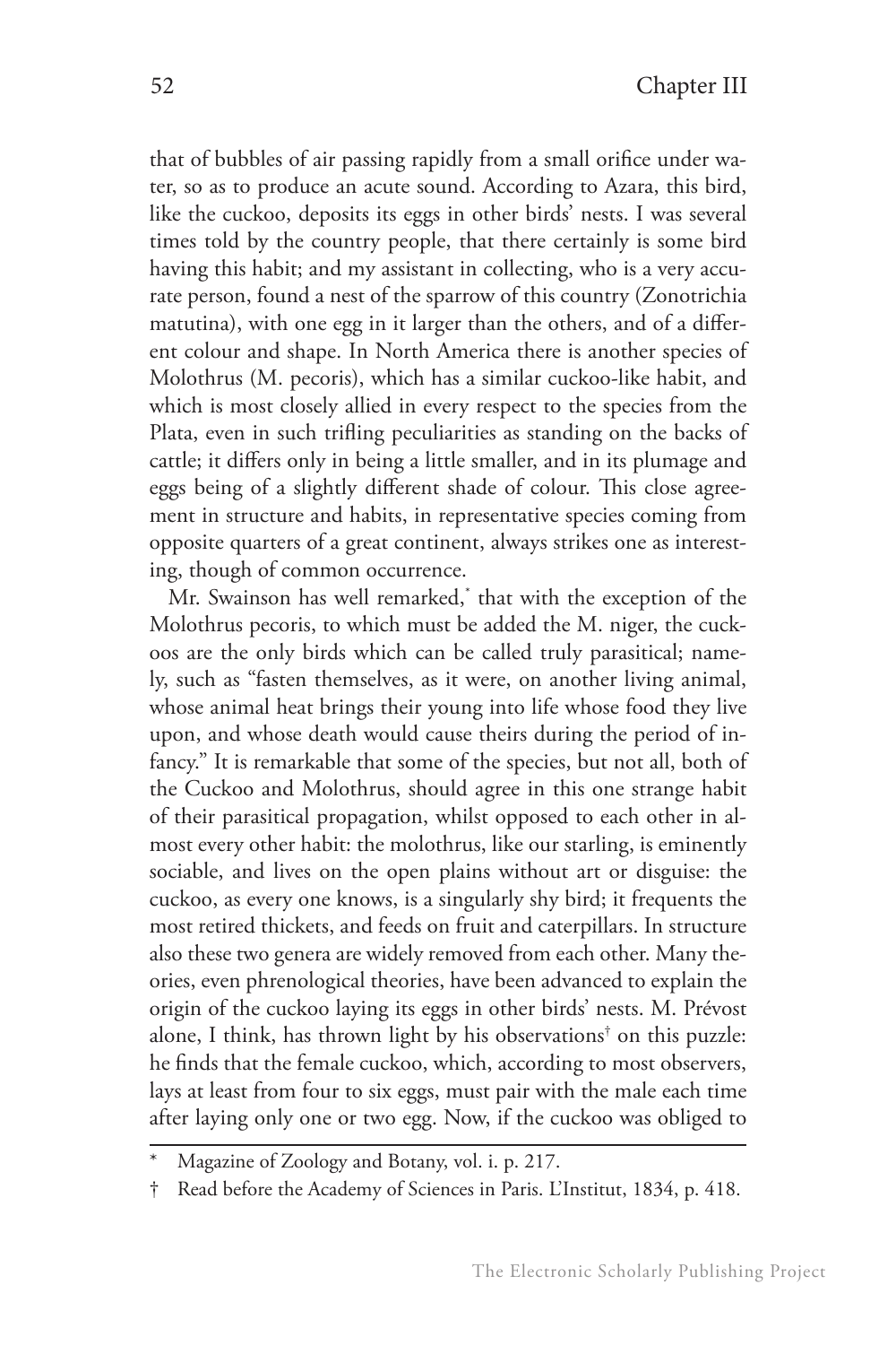that of bubbles of air passing rapidly from a small orifice under water, so as to produce an acute sound. According to Azara, this bird, like the cuckoo, deposits its eggs in other birds' nests. I was several times told by the country people, that there certainly is some bird having this habit; and my assistant in collecting, who is a very accurate person, found a nest of the sparrow of this country (Zonotrichia matutina), with one egg in it larger than the others, and of a different colour and shape. In North America there is another species of Molothrus (M. pecoris), which has a similar cuckoo-like habit, and which is most closely allied in every respect to the species from the Plata, even in such trifling peculiarities as standing on the backs of cattle; it differs only in being a little smaller, and in its plumage and eggs being of a slightly different shade of colour. This close agreement in structure and habits, in representative species coming from opposite quarters of a great continent, always strikes one as interesting, though of common occurrence.

Mr. Swainson has well remarked,* that with the exception of the Molothrus pecoris, to which must be added the M. niger, the cuckoos are the only birds which can be called truly parasitical; namely, such as "fasten themselves, as it were, on another living animal, whose animal heat brings their young into life whose food they live upon, and whose death would cause theirs during the period of infancy." It is remarkable that some of the species, but not all, both of the Cuckoo and Molothrus, should agree in this one strange habit of their parasitical propagation, whilst opposed to each other in almost every other habit: the molothrus, like our starling, is eminently sociable, and lives on the open plains without art or disguise: the cuckoo, as every one knows, is a singularly shy bird; it frequents the most retired thickets, and feeds on fruit and caterpillars. In structure also these two genera are widely removed from each other. Many theories, even phrenological theories, have been advanced to explain the origin of the cuckoo laying its eggs in other birds' nests. M. Prévost alone, I think, has thrown light by his observations† on this puzzle: he finds that the female cuckoo, which, according to most observers, lays at least from four to six eggs, must pair with the male each time after laying only one or two egg. Now, if the cuckoo was obliged to

---

\* Magazine of Zoology and Botany, vol. i. p. 217.

† Read before the Academy of Sciences in Paris. L'Institut, 1834, p. 418.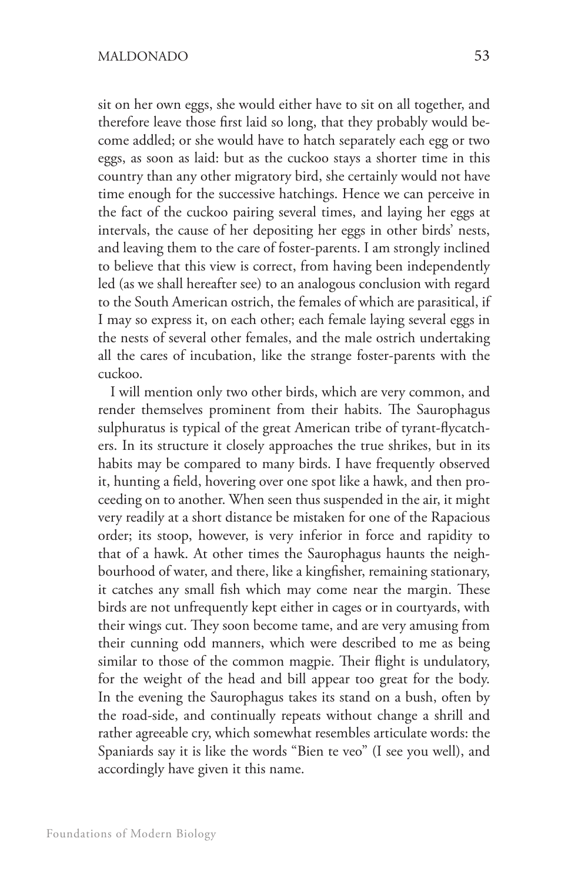sit on her own eggs, she would either have to sit on all together, and therefore leave those first laid so long, that they probably would become addled; or she would have to hatch separately each egg or two eggs, as soon as laid: but as the cuckoo stays a shorter time in this country than any other migratory bird, she certainly would not have time enough for the successive hatchings. Hence we can perceive in the fact of the cuckoo pairing several times, and laying her eggs at intervals, the cause of her depositing her eggs in other birds' nests, and leaving them to the care of foster-parents. I am strongly inclined to believe that this view is correct, from having been independently led (as we shall hereafter see) to an analogous conclusion with regard to the South American ostrich, the females of which are parasitical, if I may so express it, on each other; each female laying several eggs in the nests of several other females, and the male ostrich undertaking all the cares of incubation, like the strange foster-parents with the cuckoo.

I will mention only two other birds, which are very common, and render themselves prominent from their habits. The Saurophagus sulphuratus is typical of the great American tribe of tyrant-flycatchers. In its structure it closely approaches the true shrikes, but in its habits may be compared to many birds. I have frequently observed it, hunting a field, hovering over one spot like a hawk, and then proceeding on to another. When seen thus suspended in the air, it might very readily at a short distance be mistaken for one of the Rapacious order; its stoop, however, is very inferior in force and rapidity to that of a hawk. At other times the Saurophagus haunts the neighbourhood of water, and there, like a kingfisher, remaining stationary, it catches any small fish which may come near the margin. These birds are not unfrequently kept either in cages or in courtyards, with their wings cut. They soon become tame, and are very amusing from their cunning odd manners, which were described to me as being similar to those of the common magpie. Their flight is undulatory, for the weight of the head and bill appear too great for the body. In the evening the Saurophagus takes its stand on a bush, often by the road-side, and continually repeats without change a shrill and rather agreeable cry, which somewhat resembles articulate words: the Spaniards say it is like the words "Bien te veo" (I see you well), and accordingly have given it this name.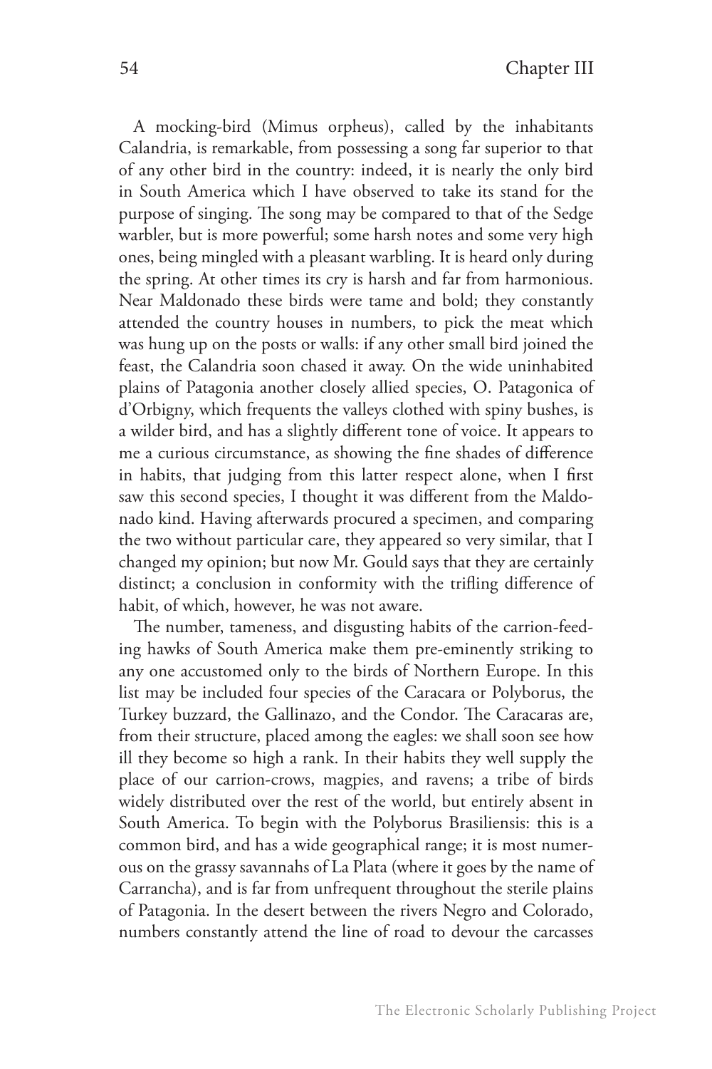A mocking-bird (Mimus orpheus), called by the inhabitants Calandria, is remarkable, from possessing a song far superior to that of any other bird in the country: indeed, it is nearly the only bird in South America which I have observed to take its stand for the purpose of singing. The song may be compared to that of the Sedge warbler, but is more powerful; some harsh notes and some very high ones, being mingled with a pleasant warbling. It is heard only during the spring. At other times its cry is harsh and far from harmonious. Near Maldonado these birds were tame and bold; they constantly attended the country houses in numbers, to pick the meat which was hung up on the posts or walls: if any other small bird joined the feast, the Calandria soon chased it away. On the wide uninhabited plains of Patagonia another closely allied species, O. Patagonica of d'Orbigny, which frequents the valleys clothed with spiny bushes, is a wilder bird, and has a slightly different tone of voice. It appears to me a curious circumstance, as showing the fine shades of difference in habits, that judging from this latter respect alone, when I first saw this second species, I thought it was different from the Maldonado kind. Having afterwards procured a specimen, and comparing the two without particular care, they appeared so very similar, that I changed my opinion; but now Mr. Gould says that they are certainly distinct; a conclusion in conformity with the trifling difference of habit, of which, however, he was not aware.

The number, tameness, and disgusting habits of the carrion-feeding hawks of South America make them pre-eminently striking to any one accustomed only to the birds of Northern Europe. In this list may be included four species of the Caracara or Polyborus, the Turkey buzzard, the Gallinazo, and the Condor. The Caracaras are, from their structure, placed among the eagles: we shall soon see how ill they become so high a rank. In their habits they well supply the place of our carrion-crows, magpies, and ravens; a tribe of birds widely distributed over the rest of the world, but entirely absent in South America. To begin with the Polyborus Brasiliensis: this is a common bird, and has a wide geographical range; it is most numerous on the grassy savannahs of La Plata (where it goes by the name of Carrancha), and is far from unfrequent throughout the sterile plains of Patagonia. In the desert between the rivers Negro and Colorado, numbers constantly attend the line of road to devour the carcasses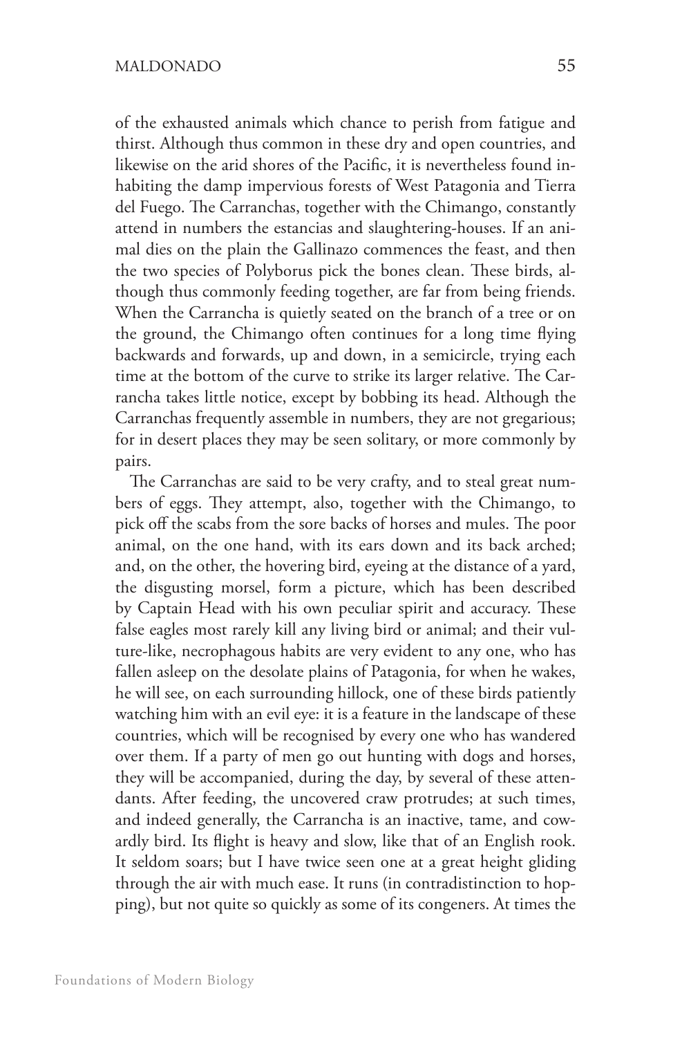of the exhausted animals which chance to perish from fatigue and thirst. Although thus common in these dry and open countries, and likewise on the arid shores of the Pacific, it is nevertheless found inhabiting the damp impervious forests of West Patagonia and Tierra del Fuego. The Carranchas, together with the Chimango, constantly attend in numbers the estancias and slaughtering-houses. If an animal dies on the plain the Gallinazo commences the feast, and then the two species of Polyborus pick the bones clean. These birds, although thus commonly feeding together, are far from being friends. When the Carrancha is quietly seated on the branch of a tree or on the ground, the Chimango often continues for a long time flying backwards and forwards, up and down, in a semicircle, trying each time at the bottom of the curve to strike its larger relative. The Carrancha takes little notice, except by bobbing its head. Although the Carranchas frequently assemble in numbers, they are not gregarious; for in desert places they may be seen solitary, or more commonly by pairs.

The Carranchas are said to be very crafty, and to steal great numbers of eggs. They attempt, also, together with the Chimango, to pick off the scabs from the sore backs of horses and mules. The poor animal, on the one hand, with its ears down and its back arched; and, on the other, the hovering bird, eyeing at the distance of a yard, the disgusting morsel, form a picture, which has been described by Captain Head with his own peculiar spirit and accuracy. These false eagles most rarely kill any living bird or animal; and their vulture-like, necrophagous habits are very evident to any one, who has fallen asleep on the desolate plains of Patagonia, for when he wakes, he will see, on each surrounding hillock, one of these birds patiently watching him with an evil eye: it is a feature in the landscape of these countries, which will be recognised by every one who has wandered over them. If a party of men go out hunting with dogs and horses, they will be accompanied, during the day, by several of these attendants. After feeding, the uncovered craw protrudes; at such times, and indeed generally, the Carrancha is an inactive, tame, and cowardly bird. Its flight is heavy and slow, like that of an English rook. It seldom soars; but I have twice seen one at a great height gliding through the air with much ease. It runs (in contradistinction to hopping), but not quite so quickly as some of its congeners. At times the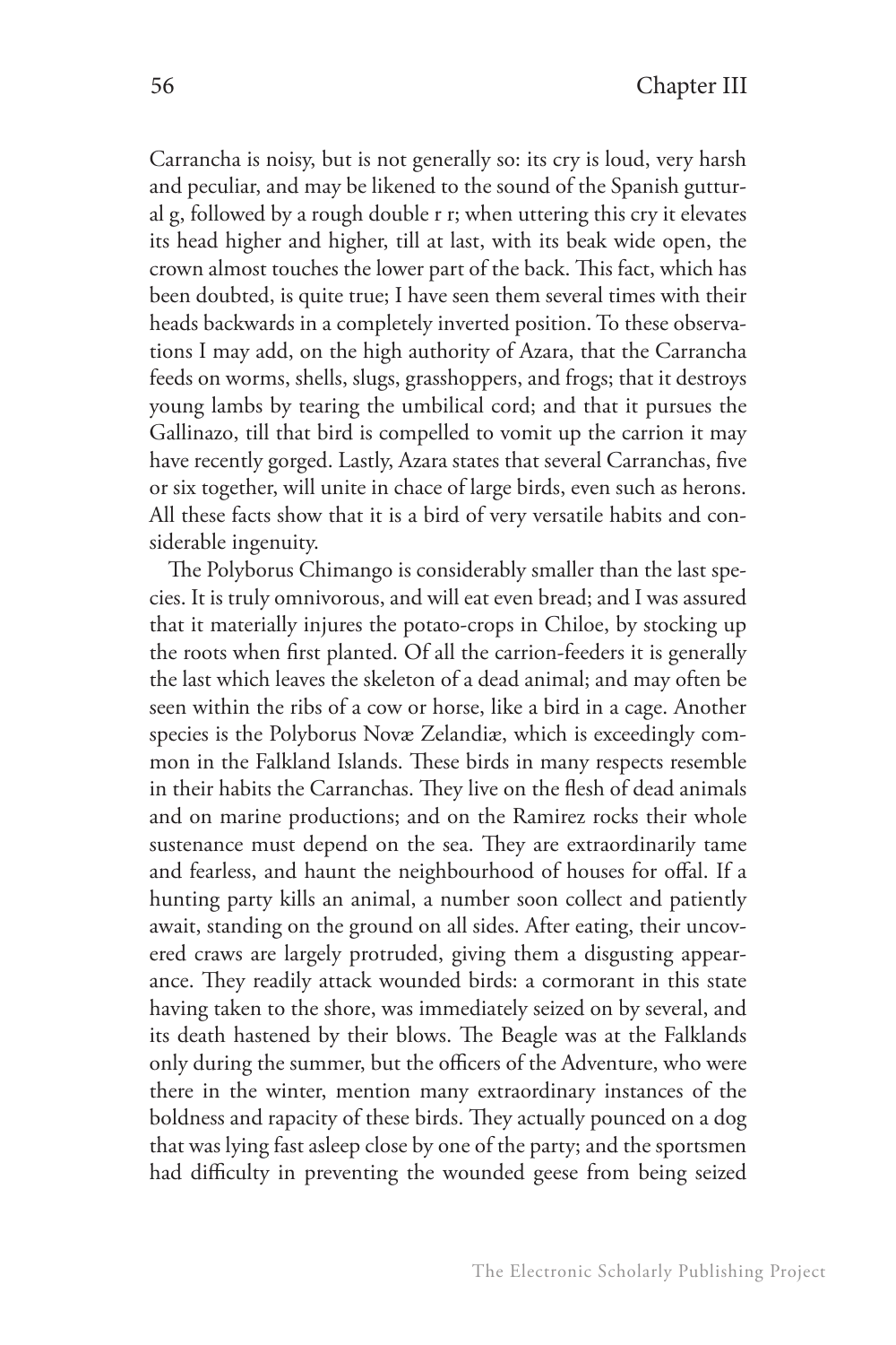Carrancha is noisy, but is not generally so: its cry is loud, very harsh and peculiar, and may be likened to the sound of the Spanish guttural g, followed by a rough double r r; when uttering this cry it elevates its head higher and higher, till at last, with its beak wide open, the crown almost touches the lower part of the back. This fact, which has been doubted, is quite true; I have seen them several times with their heads backwards in a completely inverted position. To these observations I may add, on the high authority of Azara, that the Carrancha feeds on worms, shells, slugs, grasshoppers, and frogs; that it destroys young lambs by tearing the umbilical cord; and that it pursues the Gallinazo, till that bird is compelled to vomit up the carrion it may have recently gorged. Lastly, Azara states that several Carranchas, five or six together, will unite in chace of large birds, even such as herons. All these facts show that it is a bird of very versatile habits and considerable ingenuity.

The Polyborus Chimango is considerably smaller than the last species. It is truly omnivorous, and will eat even bread; and I was assured that it materially injures the potato-crops in Chiloe, by stocking up the roots when first planted. Of all the carrion-feeders it is generally the last which leaves the skeleton of a dead animal; and may often be seen within the ribs of a cow or horse, like a bird in a cage. Another species is the Polyborus Novæ Zelandiæ, which is exceedingly common in the Falkland Islands. These birds in many respects resemble in their habits the Carranchas. They live on the flesh of dead animals and on marine productions; and on the Ramirez rocks their whole sustenance must depend on the sea. They are extraordinarily tame and fearless, and haunt the neighbourhood of houses for offal. If a hunting party kills an animal, a number soon collect and patiently await, standing on the ground on all sides. After eating, their uncovered craws are largely protruded, giving them a disgusting appearance. They readily attack wounded birds: a cormorant in this state having taken to the shore, was immediately seized on by several, and its death hastened by their blows. The Beagle was at the Falklands only during the summer, but the officers of the Adventure, who were there in the winter, mention many extraordinary instances of the boldness and rapacity of these birds. They actually pounced on a dog that was lying fast asleep close by one of the party; and the sportsmen had difficulty in preventing the wounded geese from being seized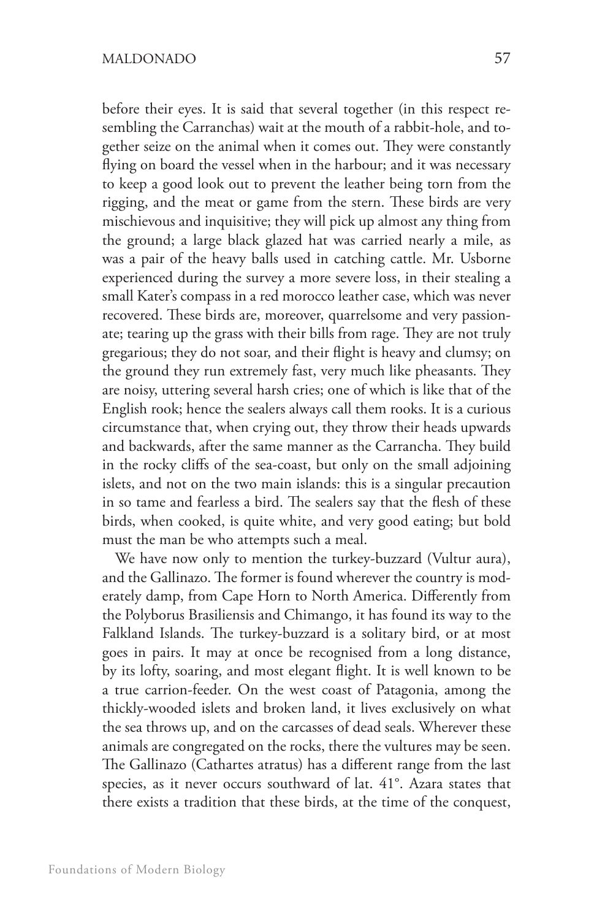before their eyes. It is said that several together (in this respect resembling the Carranchas) wait at the mouth of a rabbit-hole, and together seize on the animal when it comes out. They were constantly flying on board the vessel when in the harbour; and it was necessary to keep a good look out to prevent the leather being torn from the rigging, and the meat or game from the stern. These birds are very mischievous and inquisitive; they will pick up almost any thing from the ground; a large black glazed hat was carried nearly a mile, as was a pair of the heavy balls used in catching cattle. Mr. Usborne experienced during the survey a more severe loss, in their stealing a small Kater's compass in a red morocco leather case, which was never recovered. These birds are, moreover, quarrelsome and very passionate; tearing up the grass with their bills from rage. They are not truly gregarious; they do not soar, and their flight is heavy and clumsy; on the ground they run extremely fast, very much like pheasants. They are noisy, uttering several harsh cries; one of which is like that of the English rook; hence the sealers always call them rooks. It is a curious circumstance that, when crying out, they throw their heads upwards and backwards, after the same manner as the Carrancha. They build in the rocky cliffs of the sea-coast, but only on the small adjoining islets, and not on the two main islands: this is a singular precaution in so tame and fearless a bird. The sealers say that the flesh of these birds, when cooked, is quite white, and very good eating; but bold must the man be who attempts such a meal.

We have now only to mention the turkey-buzzard (Vultur aura), and the Gallinazo. The former is found wherever the country is moderately damp, from Cape Horn to North America. Differently from the Polyborus Brasiliensis and Chimango, it has found its way to the Falkland Islands. The turkey-buzzard is a solitary bird, or at most goes in pairs. It may at once be recognised from a long distance, by its lofty, soaring, and most elegant flight. It is well known to be a true carrion-feeder. On the west coast of Patagonia, among the thickly-wooded islets and broken land, it lives exclusively on what the sea throws up, and on the carcasses of dead seals. Wherever these animals are congregated on the rocks, there the vultures may be seen. The Gallinazo (Cathartes atratus) has a different range from the last species, as it never occurs southward of lat. 41°. Azara states that there exists a tradition that these birds, at the time of the conquest,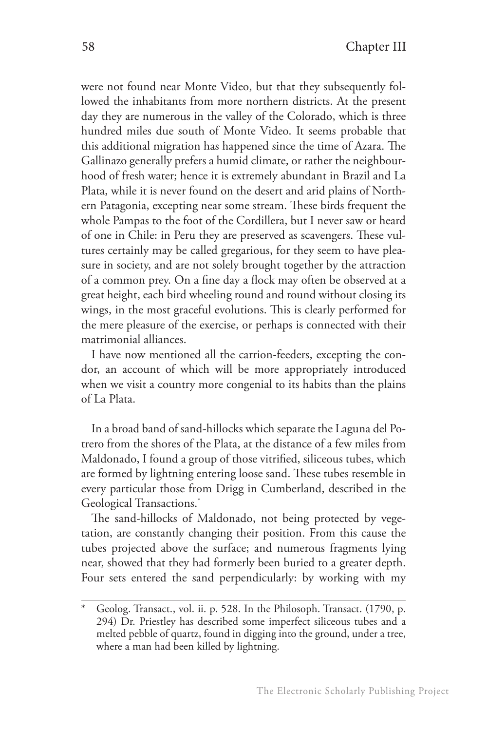were not found near Monte Video, but that they subsequently followed the inhabitants from more northern districts. At the present day they are numerous in the valley of the Colorado, which is three hundred miles due south of Monte Video. It seems probable that this additional migration has happened since the time of Azara. The Gallinazo generally prefers a humid climate, or rather the neighbourhood of fresh water; hence it is extremely abundant in Brazil and La Plata, while it is never found on the desert and arid plains of Northern Patagonia, excepting near some stream. These birds frequent the whole Pampas to the foot of the Cordillera, but I never saw or heard of one in Chile: in Peru they are preserved as scavengers. These vultures certainly may be called gregarious, for they seem to have pleasure in society, and are not solely brought together by the attraction of a common prey. On a fine day a flock may often be observed at a great height, each bird wheeling round and round without closing its wings, in the most graceful evolutions. This is clearly performed for the mere pleasure of the exercise, or perhaps is connected with their matrimonial alliances.

I have now mentioned all the carrion-feeders, excepting the condor, an account of which will be more appropriately introduced when we visit a country more congenial to its habits than the plains of La Plata.

In a broad band of sand-hillocks which separate the Laguna del Potrero from the shores of the Plata, at the distance of a few miles from Maldonado, I found a group of those vitrified, siliceous tubes, which are formed by lightning entering loose sand. These tubes resemble in every particular those from Drigg in Cumberland, described in the Geological Transactions.*

The sand-hillocks of Maldonado, not being protected by vegetation, are constantly changing their position. From this cause the tubes projected above the surface; and numerous fragments lying near, showed that they had formerly been buried to a greater depth. Four sets entered the sand perpendicularly: by working with my

---

* Geolog. Transact., vol. ii. p. 528. In the Philosoph. Transact. (1790, p. 294) Dr. Priestley has described some imperfect siliceous tubes and a melted pebble of quartz, found in digging into the ground, under a tree, where a man had been killed by lightning.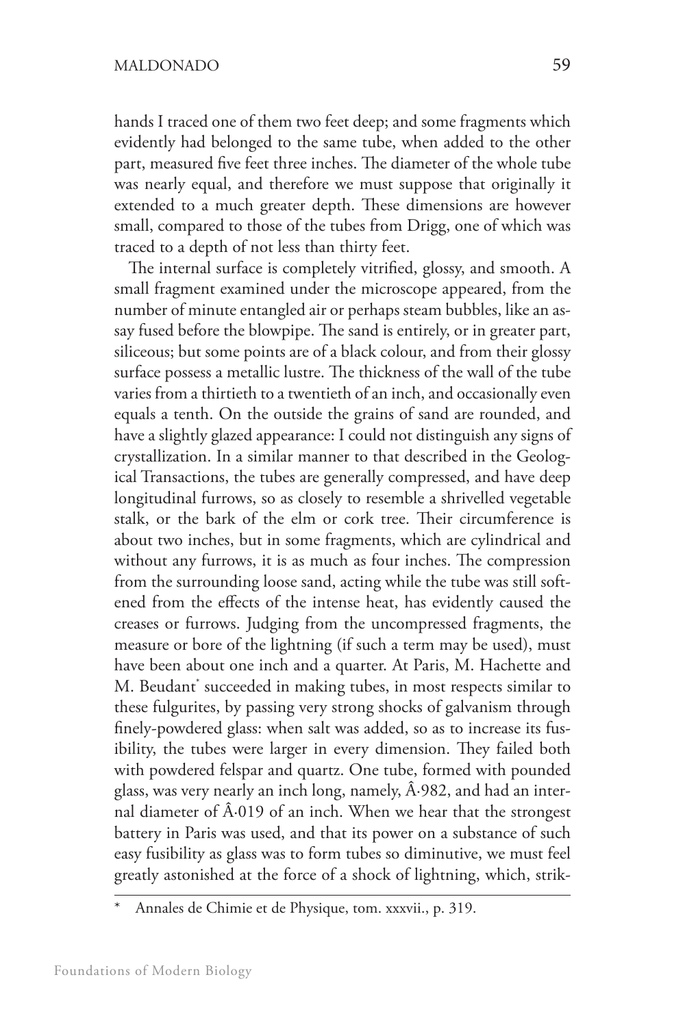hands I traced one of them two feet deep; and some fragments which evidently had belonged to the same tube, when added to the other part, measured five feet three inches. The diameter of the whole tube was nearly equal, and therefore we must suppose that originally it extended to a much greater depth. These dimensions are however small, compared to those of the tubes from Drigg, one of which was traced to a depth of not less than thirty feet.

The internal surface is completely vitrified, glossy, and smooth. A small fragment examined under the microscope appeared, from the number of minute entangled air or perhaps steam bubbles, like an assay fused before the blowpipe. The sand is entirely, or in greater part, siliceous; but some points are of a black colour, and from their glossy surface possess a metallic lustre. The thickness of the wall of the tube varies from a thirtieth to a twentieth of an inch, and occasionally even equals a tenth. On the outside the grains of sand are rounded, and have a slightly glazed appearance: I could not distinguish any signs of crystallization. In a similar manner to that described in the Geological Transactions, the tubes are generally compressed, and have deep longitudinal furrows, so as closely to resemble a shrivelled vegetable stalk, or the bark of the elm or cork tree. Their circumference is about two inches, but in some fragments, which are cylindrical and without any furrows, it is as much as four inches. The compression from the surrounding loose sand, acting while the tube was still softened from the effects of the intense heat, has evidently caused the creases or furrows. Judging from the uncompressed fragments, the measure or bore of the lightning (if such a term may be used), must have been about one inch and a quarter. At Paris, M. Hachette and M. Beudant* succeeded in making tubes, in most respects similar to these fulgurites, by passing very strong shocks of galvanism through finely-powdered glass: when salt was added, so as to increase its fusibility, the tubes were larger in every dimension. They failed both with powdered felspar and quartz. One tube, formed with pounded glass, was very nearly an inch long, namely, Â·982, and had an internal diameter of Â·019 of an inch. When we hear that the strongest battery in Paris was used, and that its power on a substance of such easy fusibility as glass was to form tubes so diminutive, we must feel greatly astonished at the force of a shock of lightning, which, strik-

\* Annales de Chimie et de Physique, tom. xxxvii., p. 319.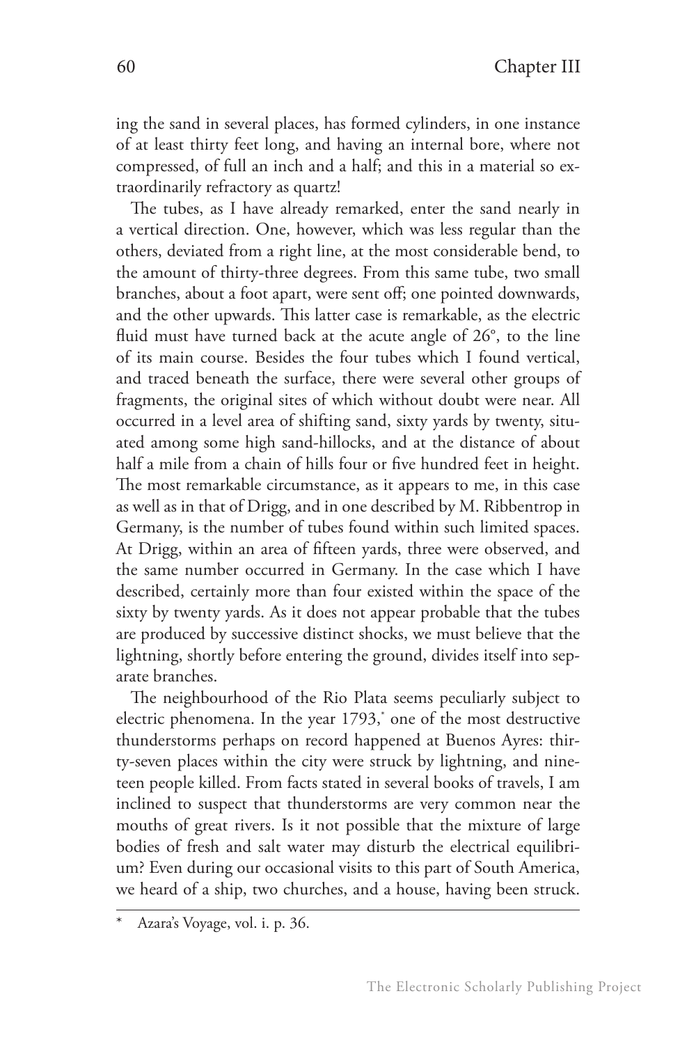ing the sand in several places, has formed cylinders, in one instance of at least thirty feet long, and having an internal bore, where not compressed, of full an inch and a half; and this in a material so extraordinarily refractory as quartz!

The tubes, as I have already remarked, enter the sand nearly in a vertical direction. One, however, which was less regular than the others, deviated from a right line, at the most considerable bend, to the amount of thirty-three degrees. From this same tube, two small branches, about a foot apart, were sent off; one pointed downwards, and the other upwards. This latter case is remarkable, as the electric fluid must have turned back at the acute angle of 26°, to the line of its main course. Besides the four tubes which I found vertical, and traced beneath the surface, there were several other groups of fragments, the original sites of which without doubt were near. All occurred in a level area of shifting sand, sixty yards by twenty, situated among some high sand-hillocks, and at the distance of about half a mile from a chain of hills four or five hundred feet in height. The most remarkable circumstance, as it appears to me, in this case as well as in that of Drigg, and in one described by M. Ribbentrop in Germany, is the number of tubes found within such limited spaces. At Drigg, within an area of fifteen yards, three were observed, and the same number occurred in Germany. In the case which I have described, certainly more than four existed within the space of the sixty by twenty yards. As it does not appear probable that the tubes are produced by successive distinct shocks, we must believe that the lightning, shortly before entering the ground, divides itself into separate branches.

The neighbourhood of the Rio Plata seems peculiarly subject to electric phenomena. In the year 1793,* one of the most destructive thunderstorms perhaps on record happened at Buenos Ayres: thirty-seven places within the city were struck by lightning, and nineteen people killed. From facts stated in several books of travels, I am inclined to suspect that thunderstorms are very common near the mouths of great rivers. Is it not possible that the mixture of large bodies of fresh and salt water may disturb the electrical equilibrium? Even during our occasional visits to this part of South America, we heard of a ship, two churches, and a house, having been struck.

* Azara's Voyage, vol. i. p. 36.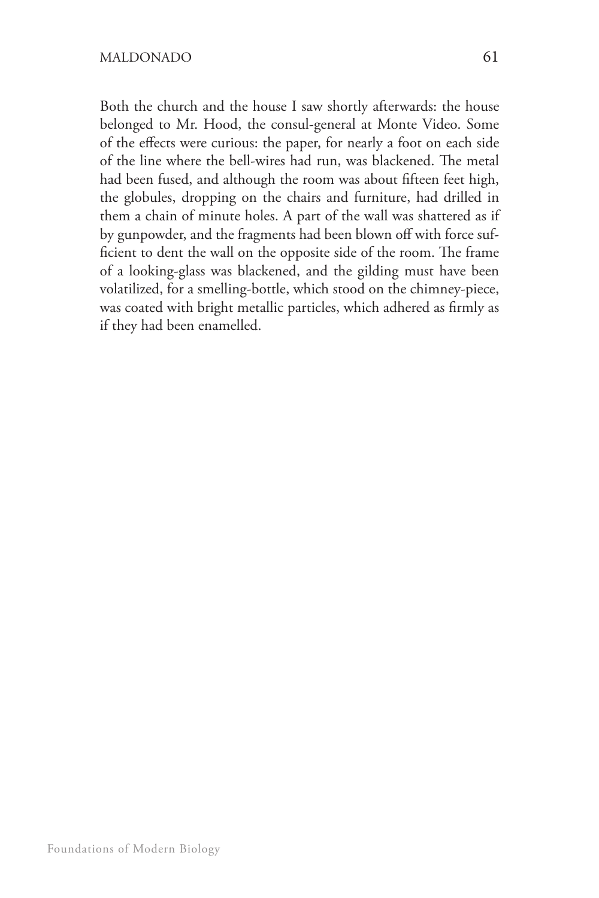Both the church and the house I saw shortly afterwards: the house belonged to Mr. Hood, the consul-general at Monte Video. Some of the effects were curious: the paper, for nearly a foot on each side of the line where the bell-wires had run, was blackened. The metal had been fused, and although the room was about fifteen feet high, the globules, dropping on the chairs and furniture, had drilled in them a chain of minute holes. A part of the wall was shattered as if by gunpowder, and the fragments had been blown off with force sufficient to dent the wall on the opposite side of the room. The frame of a looking-glass was blackened, and the gilding must have been volatilized, for a smelling-bottle, which stood on the chimney-piece, was coated with bright metallic particles, which adhered as firmly as if they had been enamelled.